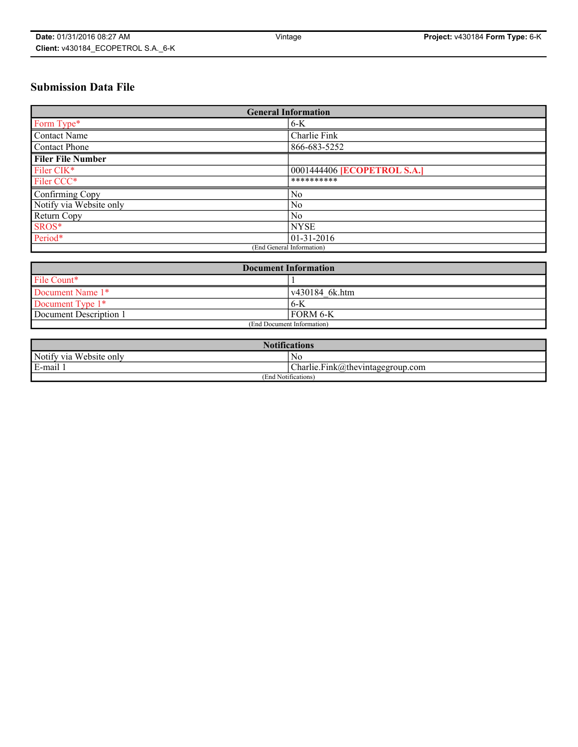# Submission Data File

| General Information | |
|---|---|
| Form Type* | 6-K |
| Contact Name | Charlie Fink |
| Contact Phone | 866-683-5252 |
| **Filer File Number** | |
| Filer CIK* | 0001444406 [ECOPETROL S.A.] |
| Filer CCC* | ********** |
| Confirming Copy | No |
| Notify via Website only | No |
| Return Copy | No |
| SROS* | NYSE |
| Period* | 01-31-2016 |
| (End General Information) | |

| Document Information | |
|---|---|
| File Count* | 1 |
| Document Name 1* | v430184_6k.htm |
| Document Type 1* | 6-K |
| Document Description 1 | FORM 6-K |
| (End Document Information) | |

| Notifications | |
|---|---|
| Notify via Website only | No |
| E-mail 1 | Charlie.Fink@thevintagegroup.com |
| (End Notifications) | |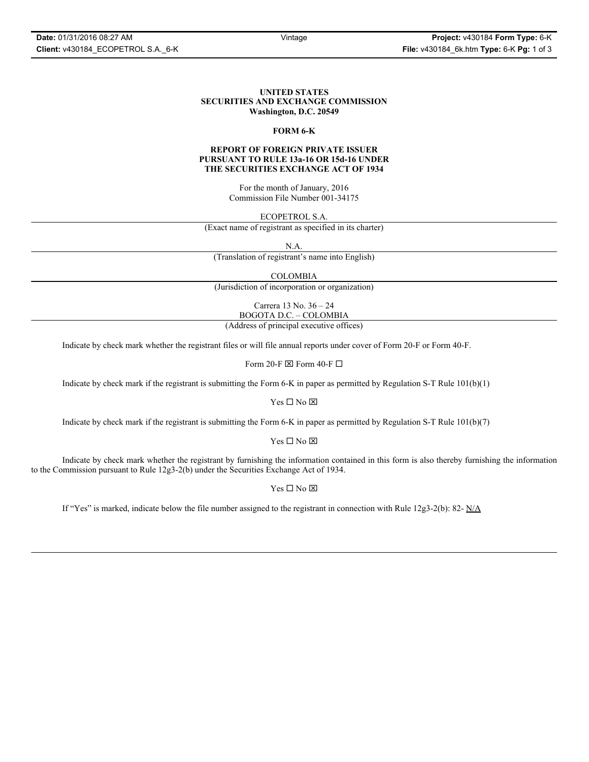**UNITED STATES**
**SECURITIES AND EXCHANGE COMMISSION**
**Washington, D.C. 20549**

**FORM 6-K**

**REPORT OF FOREIGN PRIVATE ISSUER**
**PURSUANT TO RULE 13a-16 OR 15d-16 UNDER**
**THE SECURITIES EXCHANGE ACT OF 1934**

For the month of January, 2016
Commission File Number 001-34175

ECOPETROL S.A.

(Exact name of registrant as specified in its charter)

N.A.

(Translation of registrant's name into English)

COLOMBIA

(Jurisdiction of incorporation or organization)

Carrera 13 No. 36 – 24
BOGOTA D.C. – COLOMBIA

(Address of principal executive offices)

Indicate by check mark whether the registrant files or will file annual reports under cover of Form 20-F or Form 40-F.

Form 20-F ☒ Form 40-F ☐

Indicate by check mark if the registrant is submitting the Form 6-K in paper as permitted by Regulation S-T Rule 101(b)(1)

Yes ☐ No ☒

Indicate by check mark if the registrant is submitting the Form 6-K in paper as permitted by Regulation S-T Rule 101(b)(7)

Yes ☐ No ☒

Indicate by check mark whether the registrant by furnishing the information contained in this form is also thereby furnishing the information to the Commission pursuant to Rule 12g3-2(b) under the Securities Exchange Act of 1934.

Yes ☐ No ☒

If "Yes" is marked, indicate below the file number assigned to the registrant in connection with Rule 12g3-2(b): 82- N/A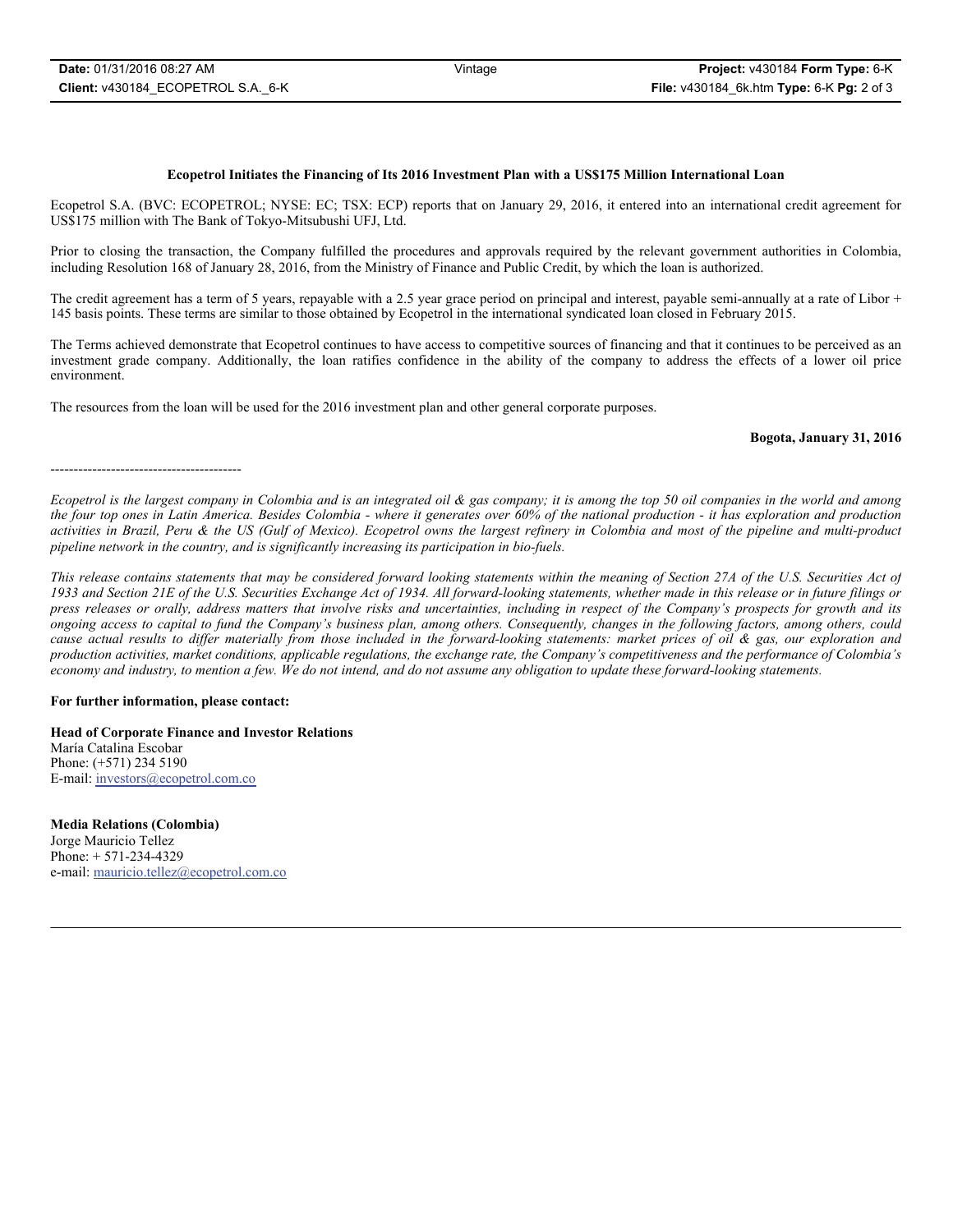**Ecopetrol Initiates the Financing of Its 2016 Investment Plan with a US$175 Million International Loan**

Ecopetrol S.A. (BVC: ECOPETROL; NYSE: EC; TSX: ECP) reports that on January 29, 2016, it entered into an international credit agreement for US$175 million with The Bank of Tokyo-Mitsubushi UFJ, Ltd.

Prior to closing the transaction, the Company fulfilled the procedures and approvals required by the relevant government authorities in Colombia, including Resolution 168 of January 28, 2016, from the Ministry of Finance and Public Credit, by which the loan is authorized.

The credit agreement has a term of 5 years, repayable with a 2.5 year grace period on principal and interest, payable semi-annually at a rate of Libor + 145 basis points. These terms are similar to those obtained by Ecopetrol in the international syndicated loan closed in February 2015.

The Terms achieved demonstrate that Ecopetrol continues to have access to competitive sources of financing and that it continues to be perceived as an investment grade company. Additionally, the loan ratifies confidence in the ability of the company to address the effects of a lower oil price environment.

The resources from the loan will be used for the 2016 investment plan and other general corporate purposes.

**Bogota, January 31, 2016**

-----------------------------------------

*Ecopetrol is the largest company in Colombia and is an integrated oil & gas company; it is among the top 50 oil companies in the world and among the four top ones in Latin America. Besides Colombia - where it generates over 60% of the national production - it has exploration and production activities in Brazil, Peru & the US (Gulf of Mexico). Ecopetrol owns the largest refinery in Colombia and most of the pipeline and multi-product pipeline network in the country, and is significantly increasing its participation in bio-fuels.*

*This release contains statements that may be considered forward looking statements within the meaning of Section 27A of the U.S. Securities Act of 1933 and Section 21E of the U.S. Securities Exchange Act of 1934. All forward-looking statements, whether made in this release or in future filings or press releases or orally, address matters that involve risks and uncertainties, including in respect of the Company's prospects for growth and its ongoing access to capital to fund the Company's business plan, among others. Consequently, changes in the following factors, among others, could cause actual results to differ materially from those included in the forward-looking statements: market prices of oil & gas, our exploration and production activities, market conditions, applicable regulations, the exchange rate, the Company's competitiveness and the performance of Colombia's economy and industry, to mention a few. We do not intend, and do not assume any obligation to update these forward-looking statements.*

**For further information, please contact:**

**Head of Corporate Finance and Investor Relations**
María Catalina Escobar
Phone: (+571) 234 5190
E-mail: investors@ecopetrol.com.co

**Media Relations (Colombia)**
Jorge Mauricio Tellez
Phone: + 571-234-4329
e-mail: mauricio.tellez@ecopetrol.com.co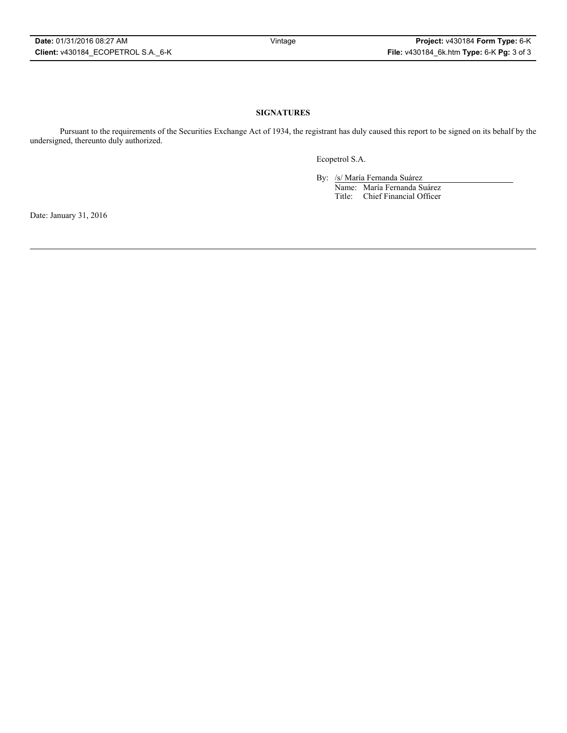**SIGNATURES**

Pursuant to the requirements of the Securities Exchange Act of 1934, the registrant has duly caused this report to be signed on its behalf by the undersigned, thereunto duly authorized.

Ecopetrol S.A.

By: /s/ María Fernanda Suárez

Name: María Fernanda Suárez

Title: Chief Financial Officer

Date: January 31, 2016